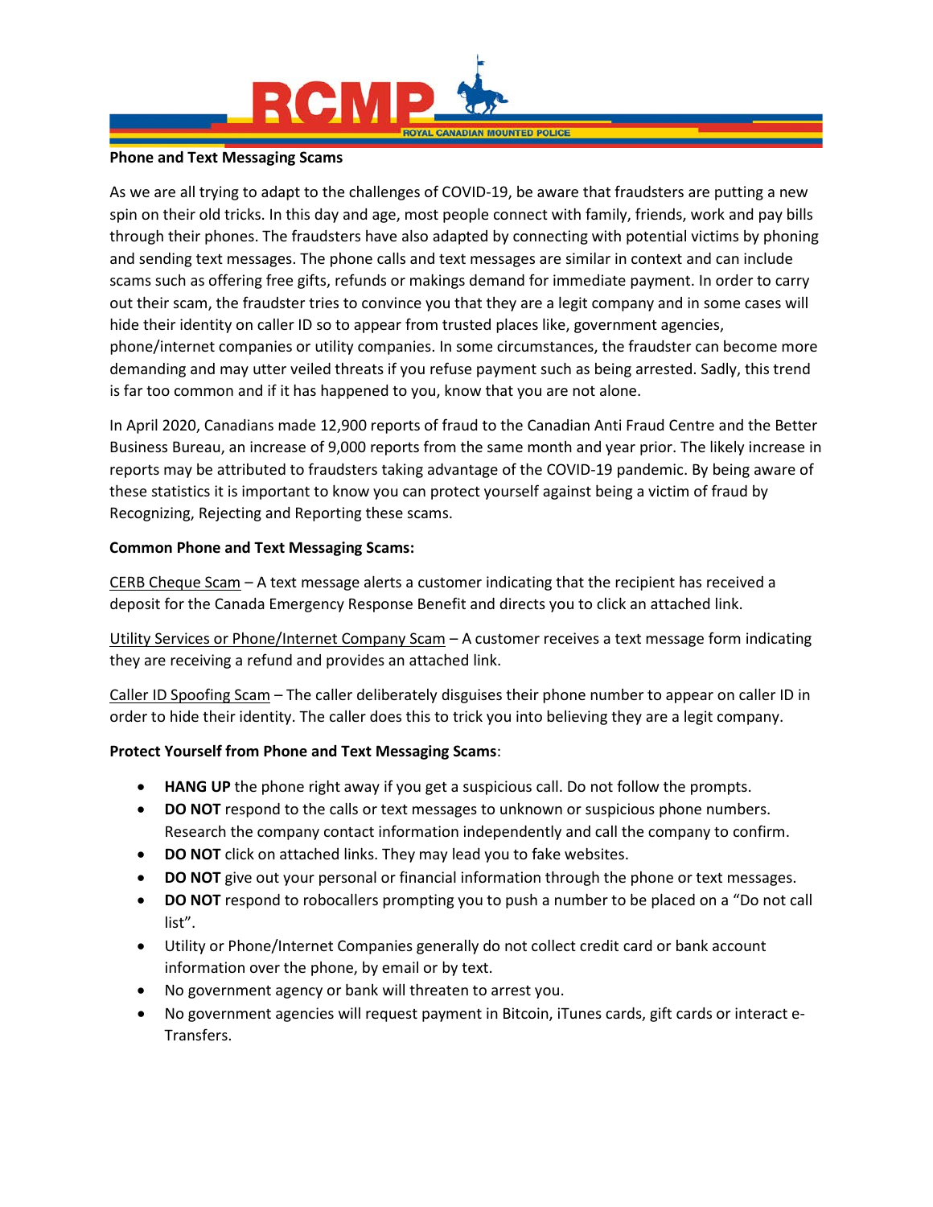RCMP

ROYAL CANADIAN MOUNTED POLICE

**Phone and Text Messaging Scams**

As we are all trying to adapt to the challenges of COVID-19, be aware that fraudsters are putting a new spin on their old tricks. In this day and age, most people connect with family, friends, work and pay bills through their phones. The fraudsters have also adapted by connecting with potential victims by phoning and sending text messages. The phone calls and text messages are similar in context and can include scams such as offering free gifts, refunds or makings demand for immediate payment. In order to carry out their scam, the fraudster tries to convince you that they are a legit company and in some cases will hide their identity on caller ID so to appear from trusted places like, government agencies, phone/internet companies or utility companies. In some circumstances, the fraudster can become more demanding and may utter veiled threats if you refuse payment such as being arrested. Sadly, this trend is far too common and if it has happened to you, know that you are not alone.

In April 2020, Canadians made 12,900 reports of fraud to the Canadian Anti Fraud Centre and the Better Business Bureau, an increase of 9,000 reports from the same month and year prior. The likely increase in reports may be attributed to fraudsters taking advantage of the COVID-19 pandemic. By being aware of these statistics it is important to know you can protect yourself against being a victim of fraud by Recognizing, Rejecting and Reporting these scams.

**Common Phone and Text Messaging Scams:**

<u>CERB Cheque Scam</u> – A text message alerts a customer indicating that the recipient has received a deposit for the Canada Emergency Response Benefit and directs you to click an attached link.

<u>Utility Services or Phone/Internet Company Scam</u> – A customer receives a text message form indicating they are receiving a refund and provides an attached link.

<u>Caller ID Spoofing Scam</u> – The caller deliberately disguises their phone number to appear on caller ID in order to hide their identity. The caller does this to trick you into believing they are a legit company.

**Protect Yourself from Phone and Text Messaging Scams**:

- **HANG UP** the phone right away if you get a suspicious call. Do not follow the prompts.
- **DO NOT** respond to the calls or text messages to unknown or suspicious phone numbers. Research the company contact information independently and call the company to confirm.
- **DO NOT** click on attached links. They may lead you to fake websites.
- **DO NOT** give out your personal or financial information through the phone or text messages.
- **DO NOT** respond to robocallers prompting you to push a number to be placed on a "Do not call list".
- Utility or Phone/Internet Companies generally do not collect credit card or bank account information over the phone, by email or by text.
- No government agency or bank will threaten to arrest you.
- No government agencies will request payment in Bitcoin, iTunes cards, gift cards or interact e-Transfers.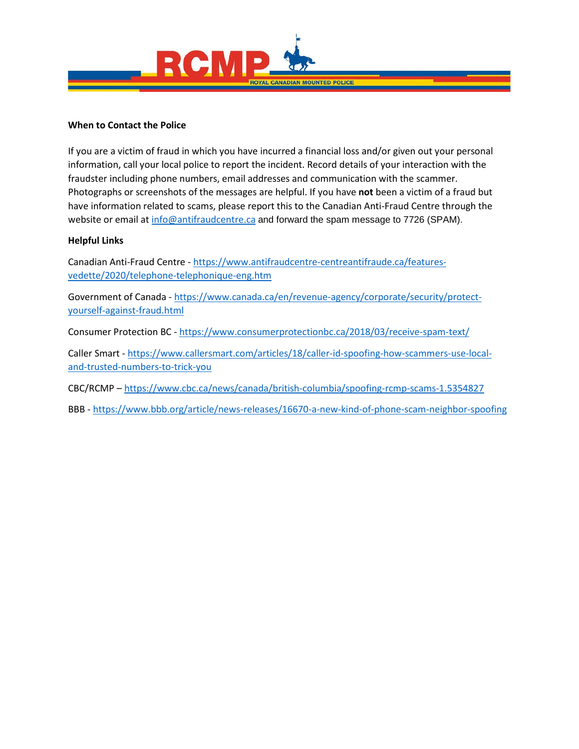**When to Contact the Police**

If you are a victim of fraud in which you have incurred a financial loss and/or given out your personal information, call your local police to report the incident. Record details of your interaction with the fraudster including phone numbers, email addresses and communication with the scammer. Photographs or screenshots of the messages are helpful. If you have **not** been a victim of a fraud but have information related to scams, please report this to the Canadian Anti-Fraud Centre through the website or email at info@antifraudcentre.ca and forward the spam message to 7726 (SPAM).

**Helpful Links**

Canadian Anti-Fraud Centre - https://www.antifraudcentre-centreantifraude.ca/features-vedette/2020/telephone-telephonique-eng.htm

Government of Canada - https://www.canada.ca/en/revenue-agency/corporate/security/protect-yourself-against-fraud.html

Consumer Protection BC - https://www.consumerprotectionbc.ca/2018/03/receive-spam-text/

Caller Smart - https://www.callersmart.com/articles/18/caller-id-spoofing-how-scammers-use-local-and-trusted-numbers-to-trick-you

CBC/RCMP – https://www.cbc.ca/news/canada/british-columbia/spoofing-rcmp-scams-1.5354827

BBB - https://www.bbb.org/article/news-releases/16670-a-new-kind-of-phone-scam-neighbor-spoofing